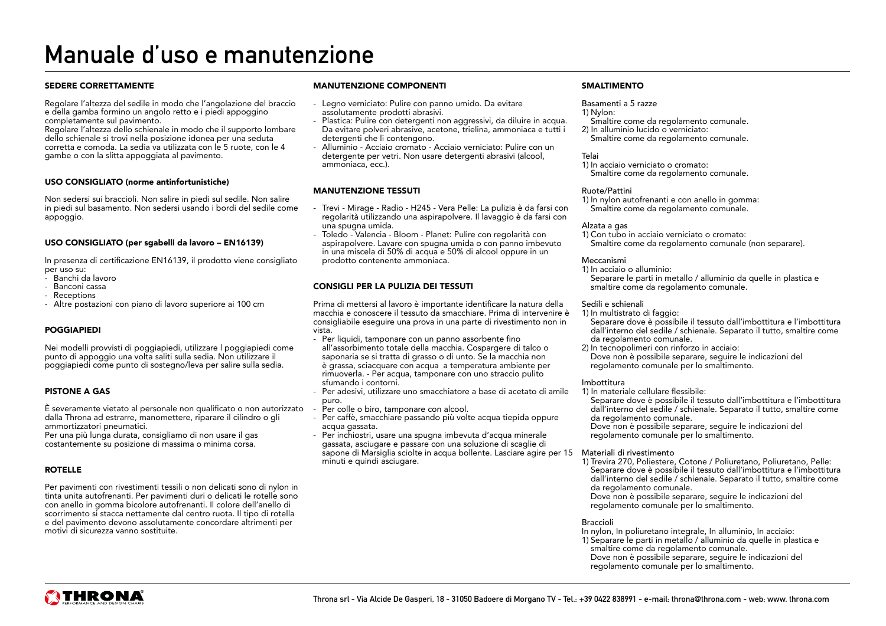# Manuale d'uso e manutenzione

## SEDERE CORRETTAMENTE

Regolare l'altezza del sedile in modo che l'angolazione del braccio e della gamba formino un angolo retto e i piedi appoggino completamente sul pavimento.
Regolare l'altezza dello schienale in modo che il supporto lombare dello schienale si trovi nella posizione idonea per una seduta corretta e comoda. La sedia va utilizzata con le 5 ruote, con le 4 gambe o con la slitta appoggiata al pavimento.

## USO CONSIGLIATO (norme antinfortunistiche)

Non sedersi sui braccioli. Non salire in piedi sul sedile. Non salire in piedi sul basamento. Non sedersi usando i bordi del sedile come appoggio.

## USO CONSIGLIATO (per sgabelli da lavoro – EN16139)

In presenza di certificazione EN16139, il prodotto viene consigliato per uso su:
- Banchi da lavoro
- Banconi cassa
- Receptions
- Altre postazioni con piano di lavoro superiore ai 100 cm

## POGGIAPIEDI

Nei modelli provvisti di poggiapiedi, utilizzare l poggiapiedi come punto di appoggio una volta saliti sulla sedia. Non utilizzare il poggiapiedi come punto di sostegno/leva per salire sulla sedia.

## PISTONE A GAS

È severamente vietato al personale non qualificato o non autorizzato dalla Throna ad estrarre, manomettere, riparare il cilindro o gli ammortizzatori pneumatici.
Per una più lunga durata, consigliamo di non usare il gas costantemente su posizione di massima o minima corsa.

## ROTELLE

Per pavimenti con rivestimenti tessili o non delicati sono di nylon in tinta unita autofrenanti. Per pavimenti duri o delicati le rotelle sono con anello in gomma bicolore autofrenanti. Il colore dell'anello di scorrimento si stacca nettamente dal centro ruota. Il tipo di rotella e del pavimento devono assolutamente concordare altrimenti per motivi di sicurezza vanno sostituite.

## MANUTENZIONE COMPONENTI

- Legno verniciato: Pulire con panno umido. Da evitare assolutamente prodotti abrasivi.
- Plastica: Pulire con detergenti non aggressivi, da diluire in acqua. Da evitare polveri abrasive, acetone, trielina, ammoniaca e tutti i detergenti che li contengono.
- Alluminio - Acciaio cromato - Acciaio verniciato: Pulire con un detergente per vetri. Non usare detergenti abrasivi (alcool, ammoniaca, ecc.).

## MANUTENZIONE TESSUTI

- Trevi - Mirage - Radio - H245 - Vera Pelle: La pulizia è da farsi con regolarità utilizzando una aspirapolvere. Il lavaggio è da farsi con una spugna umida.
- Toledo - Valencia - Bloom - Planet: Pulire con regolarità con aspirapolvere. Lavare con spugna umida o con panno imbevuto in una miscela di 50% di acqua e 50% di alcool oppure in un prodotto contenente ammoniaca.

## CONSIGLI PER LA PULIZIA DEI TESSUTI

Prima di mettersi al lavoro è importante identificare la natura della macchia e conoscere il tessuto da smacchiare. Prima di intervenire è consigliabile eseguire una prova in una parte di rivestimento non in vista.
- Per liquidi, tamponare con un panno assorbente fino all'assorbimento totale della macchia. Cospargere di talco o saponaria se si tratta di grasso o di unto. Se la macchia non è grassa, sciacquare con acqua a temperatura ambiente per rimuoverla. - Per acqua, tamponare con uno straccio pulito sfumando i contorni.
- Per adesivi, utilizzare uno smacchiatore a base di acetato di amile puro.
- Per colle o biro, tamponare con alcool.
- Per caffè, smacchiare passando più volte acqua tiepida oppure acqua gassata.
- Per inchiostri, usare una spugna imbevuta d'acqua minerale gassata, asciugare e passare con una soluzione di scaglie di sapone di Marsiglia sciolte in acqua bollente. Lasciare agire per 15 minuti e quindi asciugare.

## SMALTIMENTO

**Basamenti a 5 razze**
1) Nylon:
   Smaltire come da regolamento comunale.
2) In alluminio lucido o verniciato:
   Smaltire come da regolamento comunale.

**Telai**
1) In acciaio verniciato o cromato:
   Smaltire come da regolamento comunale.

**Ruote/Pattini**
1) In nylon autofrenanti e con anello in gomma:
   Smaltire come da regolamento comunale.

**Alzata a gas**
1) Con tubo in acciaio verniciato o cromato:
   Smaltire come da regolamento comunale (non separare).

**Meccanismi**
1) In acciaio o alluminio:
   Separare le parti in metallo / alluminio da quelle in plastica e smaltire come da regolamento comunale.

**Sedili e schienali**
1) In multistrato di faggio:
   Separare dove è possibile il tessuto dall'imbottitura e l'imbottitura dall'interno del sedile / schienale. Separato il tutto, smaltire come da regolamento comunale.
2) In tecnopolimeri con rinforzo in acciaio:
   Dove non è possibile separare, seguire le indicazioni del regolamento comunale per lo smaltimento.

**Imbottitura**
1) In materiale cellulare flessibile:
   Separare dove è possibile il tessuto dall'imbottitura e l'imbottitura dall'interno del sedile / schienale. Separato il tutto, smaltire come da regolamento comunale.
   Dove non è possibile separare, seguire le indicazioni del regolamento comunale per lo smaltimento.

**Materiali di rivestimento**
1) Trevira 270, Poliestere, Cotone / Poliuretano, Poliuretano, Pelle:
   Separare dove è possibile il tessuto dall'imbottitura e l'imbottitura dall'interno del sedile / schienale. Separato il tutto, smaltire come da regolamento comunale.
   Dove non è possibile separare, seguire le indicazioni del regolamento comunale per lo smaltimento.

**Braccioli**
In nylon, In poliuretano integrale, In alluminio, In acciaio:
1) Separare le parti in metallo / alluminio da quelle in plastica e smaltire come da regolamento comunale.
   Dove non è possibile separare, seguire le indicazioni del regolamento comunale per lo smaltimento.

THRONA PERFORMANCE AND DESIGN CHAIRS

Throna srl - Via Alcide De Gasperi, 18 - 31050 Badoere di Morgano TV - Tel.: +39 0422 838991 - e-mail: throna@throna.com - web: www.throna.com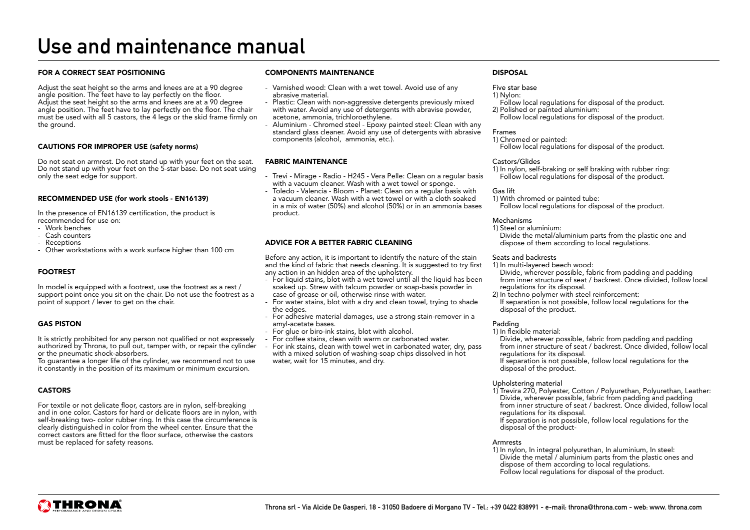# Use and maintenance manual

## FOR A CORRECT SEAT POSITIONING

Adjust the seat height so the arms and knees are at a 90 degree angle position. The feet have to lay perfectly on the floor.
Adjust the seat height so the arms and knees are at a 90 degree angle position. The feet have to lay perfectly on the floor. The chair must be used with all 5 castors, the 4 legs or the skid frame firmly on the ground.

## CAUTIONS FOR IMPROPER USE (safety norms)

Do not seat on armrest. Do not stand up with your feet on the seat. Do not stand up with your feet on the 5-star base. Do not seat using only the seat edge for support.

## RECOMMENDED USE (for work stools - EN16139)

In the presence of EN16139 certification, the product is recommended for use on:
- Work benches
- Cash counters
- Receptions
- Other workstations with a work surface higher than 100 cm

## FOOTREST

In model is equipped with a footrest, use the footrest as a rest / support point once you sit on the chair. Do not use the footrest as a point of support / lever to get on the chair.

## GAS PISTON

It is strictly prohibited for any person not qualified or not expressely authorized by Throna, to pull out, tamper with, or repair the cylinder or the pneumatic shock-absorbers.
To guarantee a longer life of the cylinder, we recommend not to use it constantly in the position of its maximum or minimum excursion.

## CASTORS

For textile or not delicate floor, castors are in nylon, self-breaking and in one color. Castors for hard or delicate floors are in nylon, with self-breaking two- color rubber ring. In this case the circumference is clearly distinguished in color from the wheel center. Ensure that the correct castors are fitted for the floor surface, otherwise the castors must be replaced for safety reasons.

## COMPONENTS MAINTENANCE

- Varnished wood: Clean with a wet towel. Avoid use of any abrasive material.
- Plastic: Clean with non-aggressive detergents previously mixed with water. Avoid any use of detergents with abravise powder, acetone, ammonia, trichloroethylene.
- Aluminium - Chromed steel - Epoxy painted steel: Clean with any standard glass cleaner. Avoid any use of detergents with abrasive components (alcohol, ammonia, etc.).

## FABRIC MAINTENANCE

- Trevi - Mirage - Radio - H245 - Vera Pelle: Clean on a regular basis with a vacuum cleaner. Wash with a wet towel or sponge.
- Toledo - Valencia - Bloom - Planet: Clean on a regular basis with a vacuum cleaner. Wash with a wet towel or with a cloth soaked in a mix of water (50%) and alcohol (50%) or in an ammonia bases product.

## ADVICE FOR A BETTER FABRIC CLEANING

Before any action, it is important to identify the nature of the stain and the kind of fabric that needs cleaning. It is suggested to try first any action in an hidden area of the upholstery.
- For liquid stains, blot with a wet towel until all the liquid has been soaked up. Strew with talcum powder or soap-basis powder in case of grease or oil, otherwise rinse with water.
- For water stains, blot with a dry and clean towel, trying to shade the edges.
- For adhesive material damages, use a strong stain-remover in a amyl-acetate bases.
- For glue or biro-ink stains, blot with alcohol.
- For coffee stains, clean with warm or carbonated water.
- For ink stains, clean with towel wet in carbonated water, dry, pass with a mixed solution of washing-soap chips dissolved in hot water, wait for 15 minutes, and dry.

## DISPOSAL

Five star base
1) Nylon:
Follow local regulations for disposal of the product.
2) Polished or painted aluminium:
Follow local regulations for disposal of the product.

Frames
1) Chromed or painted:
Follow local regulations for disposal of the product.

Castors/Glides
1) In nylon, self-braking or self braking with rubber ring:
Follow local regulations for disposal of the product.

Gas lift
1) With chromed or painted tube:
Follow local regulations for disposal of the product.

Mechanisms
1) Steel or aluminium:
Divide the metal/aluminium parts from the plastic one and dispose of them according to local regulations.

Seats and backrests
1) In multi-layered beech wood:
Divide, wherever possible, fabric from padding and padding from inner structure of seat / backrest. Once divided, follow local regulations for its disposal.
2) In techno polymer with steel reinforcement:
If separation is not possible, follow local regulations for the disposal of the product.

Padding
1) In flexible material:
Divide, wherever possible, fabric from padding and padding from inner structure of seat / backrest. Once divided, follow local regulations for its disposal.
If separation is not possible, follow local regulations for the disposal of the product.

Upholstering material
1) Trevira 270, Polyester, Cotton / Polyurethan, Polyurethan, Leather:
Divide, wherever possible, fabric from padding and padding from inner structure of seat / backrest. Once divided, follow local regulations for its disposal.
If separation is not possible, follow local regulations for the disposal of the product-

Armrests
1) In nylon, In integral polyurethan, In aluminium, In steel:
Divide the metal / aluminium parts from the plastic ones and dispose of them according to local regulations.
Follow local regulations for disposal of the product.

THRONA PERFORMANCE AND DESIGN CHAIRS

Throna srl - Via Alcide De Gasperi, 18 - 31050 Badoere di Morgano TV - Tel.: +39 0422 838991 - e-mail: throna@throna.com - web: www.throna.com